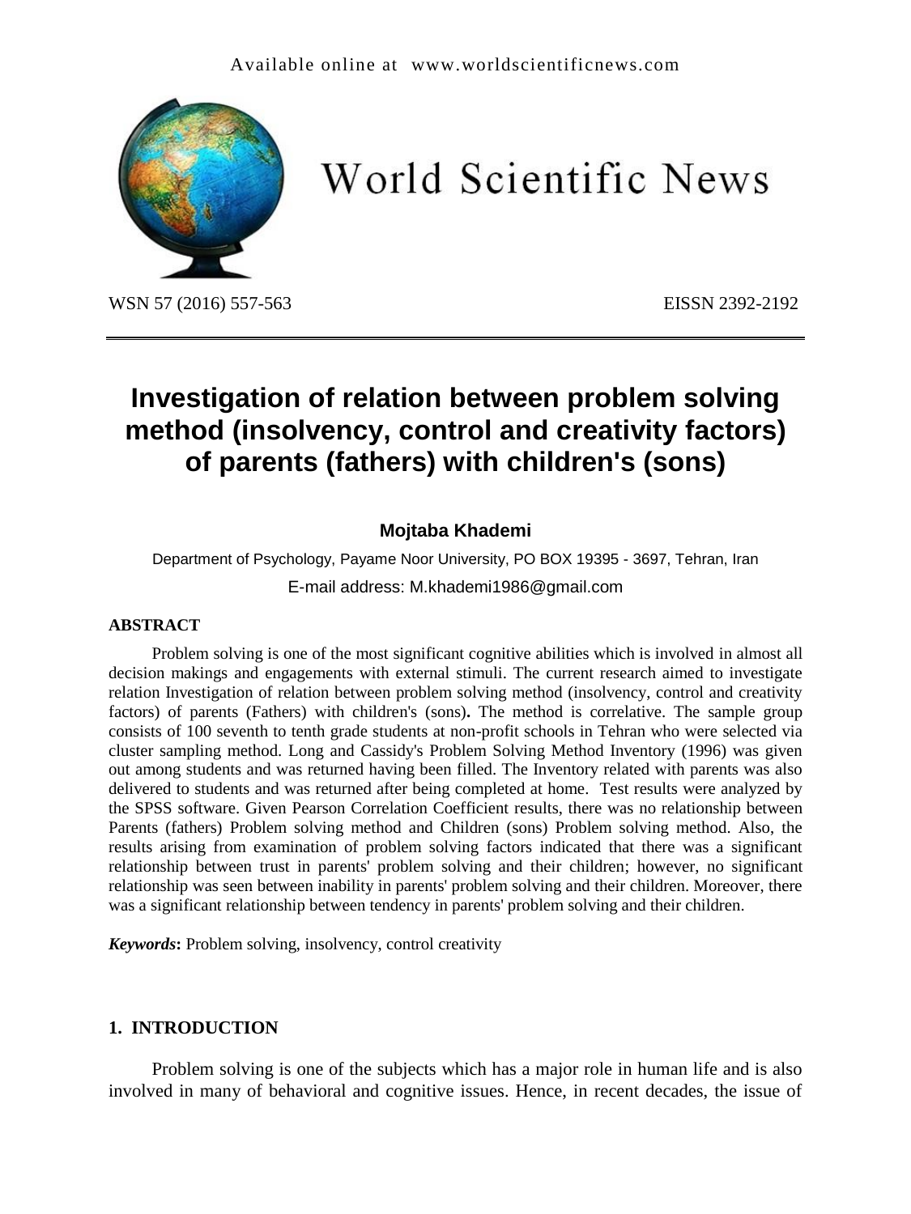# Investigation of relation between problem solving method (insolvency, control and creativity factors) of parents (fathers) with children's (sons)

**Mojtaba Khademi**

Department of Psychology, Payame Noor University, PO BOX 19395 - 3697, Tehran, Iran

E-mail address: M.khademi1986@gmail.com

## ABSTRACT

Problem solving is one of the most significant cognitive abilities which is involved in almost all decision makings and engagements with external stimuli. The current research aimed to investigate relation Investigation of relation between problem solving method (insolvency, control and creativity factors) of parents (Fathers) with children's (sons)**.** The method is correlative. The sample group consists of 100 seventh to tenth grade students at non-profit schools in Tehran who were selected via cluster sampling method. Long and Cassidy's Problem Solving Method Inventory (1996) was given out among students and was returned having been filled. The Inventory related with parents was also delivered to students and was returned after being completed at home. Test results were analyzed by the SPSS software. Given Pearson Correlation Coefficient results, there was no relationship between Parents (fathers) Problem solving method and Children (sons) Problem solving method. Also, the results arising from examination of problem solving factors indicated that there was a significant relationship between trust in parents' problem solving and their children; however, no significant relationship was seen between inability in parents' problem solving and their children. Moreover, there was a significant relationship between tendency in parents' problem solving and their children.

***Keywords*:** Problem solving, insolvency, control creativity

## 1. INTRODUCTION

Problem solving is one of the subjects which has a major role in human life and is also involved in many of behavioral and cognitive issues. Hence, in recent decades, the issue of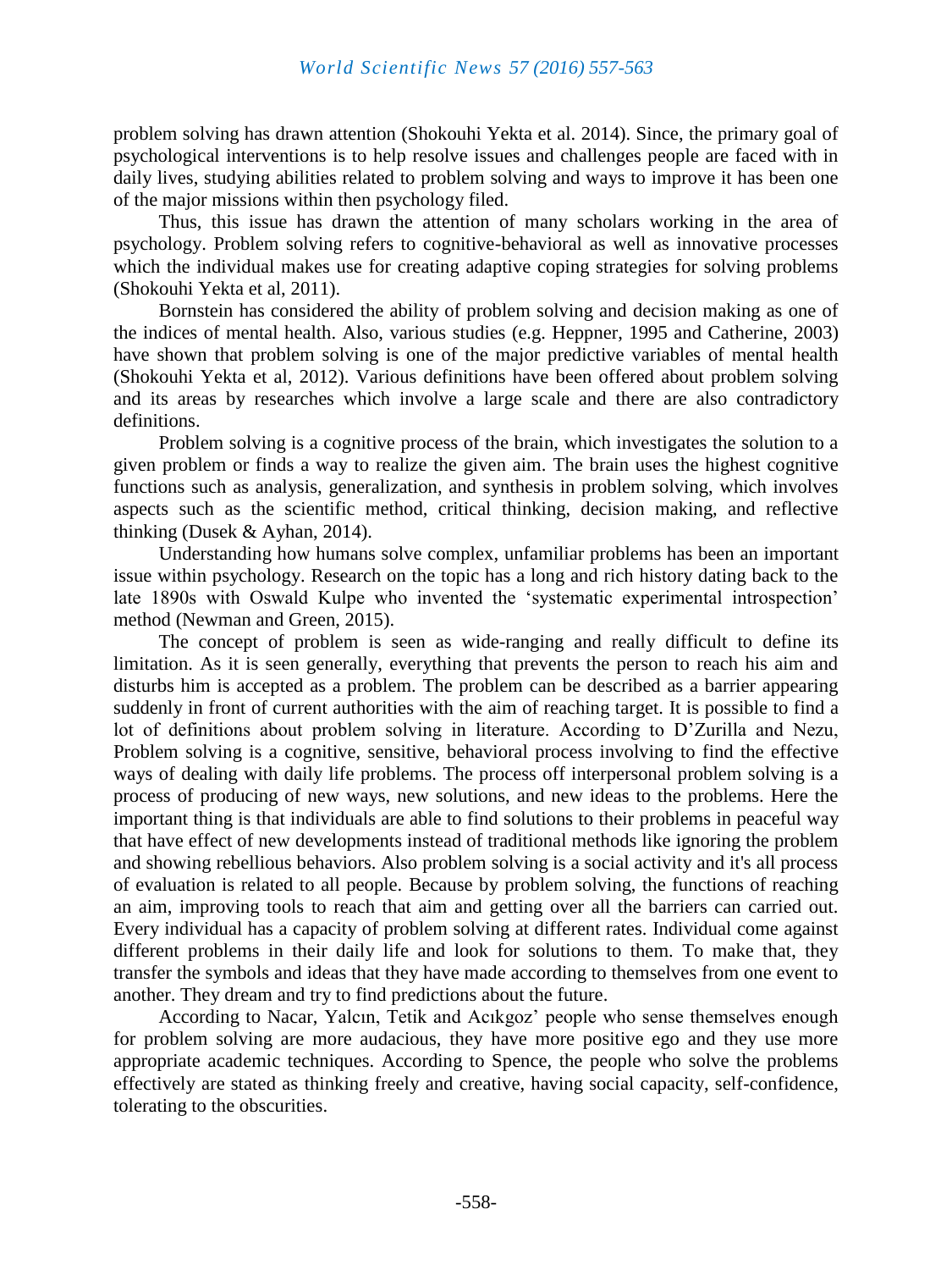problem solving has drawn attention (Shokouhi Yekta et al. 2014). Since, the primary goal of psychological interventions is to help resolve issues and challenges people are faced with in daily lives, studying abilities related to problem solving and ways to improve it has been one of the major missions within then psychology filed.

Thus, this issue has drawn the attention of many scholars working in the area of psychology. Problem solving refers to cognitive-behavioral as well as innovative processes which the individual makes use for creating adaptive coping strategies for solving problems (Shokouhi Yekta et al, 2011).

Bornstein has considered the ability of problem solving and decision making as one of the indices of mental health. Also, various studies (e.g. Heppner, 1995 and Catherine, 2003) have shown that problem solving is one of the major predictive variables of mental health (Shokouhi Yekta et al, 2012). Various definitions have been offered about problem solving and its areas by researches which involve a large scale and there are also contradictory definitions.

Problem solving is a cognitive process of the brain, which investigates the solution to a given problem or finds a way to realize the given aim. The brain uses the highest cognitive functions such as analysis, generalization, and synthesis in problem solving, which involves aspects such as the scientific method, critical thinking, decision making, and reflective thinking (Dusek & Ayhan, 2014).

Understanding how humans solve complex, unfamiliar problems has been an important issue within psychology. Research on the topic has a long and rich history dating back to the late 1890s with Oswald Kulpe who invented the 'systematic experimental introspection' method (Newman and Green, 2015).

The concept of problem is seen as wide-ranging and really difficult to define its limitation. As it is seen generally, everything that prevents the person to reach his aim and disturbs him is accepted as a problem. The problem can be described as a barrier appearing suddenly in front of current authorities with the aim of reaching target. It is possible to find a lot of definitions about problem solving in literature. According to D'Zurilla and Nezu, Problem solving is a cognitive, sensitive, behavioral process involving to find the effective ways of dealing with daily life problems. The process off interpersonal problem solving is a process of producing of new ways, new solutions, and new ideas to the problems. Here the important thing is that individuals are able to find solutions to their problems in peaceful way that have effect of new developments instead of traditional methods like ignoring the problem and showing rebellious behaviors. Also problem solving is a social activity and it's all process of evaluation is related to all people. Because by problem solving, the functions of reaching an aim, improving tools to reach that aim and getting over all the barriers can carried out. Every individual has a capacity of problem solving at different rates. Individual come against different problems in their daily life and look for solutions to them. To make that, they transfer the symbols and ideas that they have made according to themselves from one event to another. They dream and try to find predictions about the future.

According to Nacar, Yalcın, Tetik and Acıkgoz' people who sense themselves enough for problem solving are more audacious, they have more positive ego and they use more appropriate academic techniques. According to Spence, the people who solve the problems effectively are stated as thinking freely and creative, having social capacity, self-confidence, tolerating to the obscurities.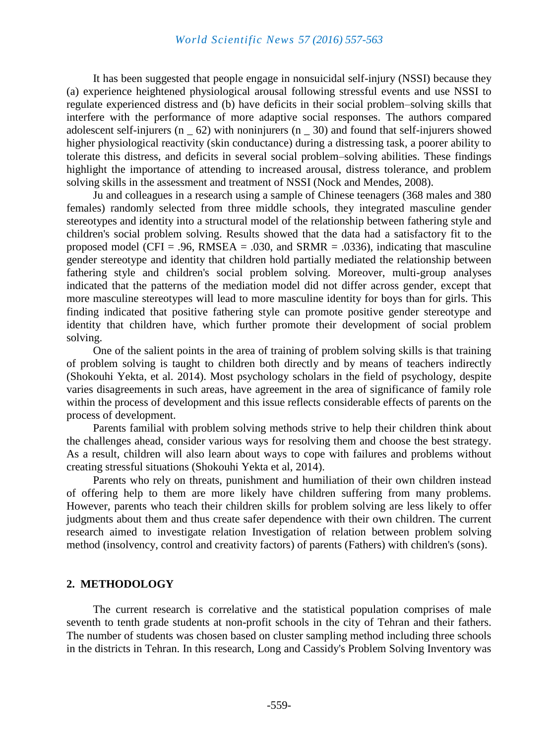It has been suggested that people engage in nonsuicidal self-injury (NSSI) because they (a) experience heightened physiological arousal following stressful events and use NSSI to regulate experienced distress and (b) have deficits in their social problem–solving skills that interfere with the performance of more adaptive social responses. The authors compared adolescent self-injurers (n _ 62) with noninjurers (n _ 30) and found that self-injurers showed higher physiological reactivity (skin conductance) during a distressing task, a poorer ability to tolerate this distress, and deficits in several social problem–solving abilities. These findings highlight the importance of attending to increased arousal, distress tolerance, and problem solving skills in the assessment and treatment of NSSI (Nock and Mendes, 2008).

Ju and colleagues in a research using a sample of Chinese teenagers (368 males and 380 females) randomly selected from three middle schools, they integrated masculine gender stereotypes and identity into a structural model of the relationship between fathering style and children's social problem solving. Results showed that the data had a satisfactory fit to the proposed model (CFI = .96, RMSEA = .030, and SRMR = .0336), indicating that masculine gender stereotype and identity that children hold partially mediated the relationship between fathering style and children's social problem solving. Moreover, multi-group analyses indicated that the patterns of the mediation model did not differ across gender, except that more masculine stereotypes will lead to more masculine identity for boys than for girls. This finding indicated that positive fathering style can promote positive gender stereotype and identity that children have, which further promote their development of social problem solving.

One of the salient points in the area of training of problem solving skills is that training of problem solving is taught to children both directly and by means of teachers indirectly (Shokouhi Yekta, et al. 2014). Most psychology scholars in the field of psychology, despite varies disagreements in such areas, have agreement in the area of significance of family role within the process of development and this issue reflects considerable effects of parents on the process of development.

Parents familial with problem solving methods strive to help their children think about the challenges ahead, consider various ways for resolving them and choose the best strategy. As a result, children will also learn about ways to cope with failures and problems without creating stressful situations (Shokouhi Yekta et al, 2014).

Parents who rely on threats, punishment and humiliation of their own children instead of offering help to them are more likely have children suffering from many problems. However, parents who teach their children skills for problem solving are less likely to offer judgments about them and thus create safer dependence with their own children. The current research aimed to investigate relation Investigation of relation between problem solving method (insolvency, control and creativity factors) of parents (Fathers) with children's (sons).

## 2. METHODOLOGY

The current research is correlative and the statistical population comprises of male seventh to tenth grade students at non-profit schools in the city of Tehran and their fathers. The number of students was chosen based on cluster sampling method including three schools in the districts in Tehran. In this research, Long and Cassidy's Problem Solving Inventory was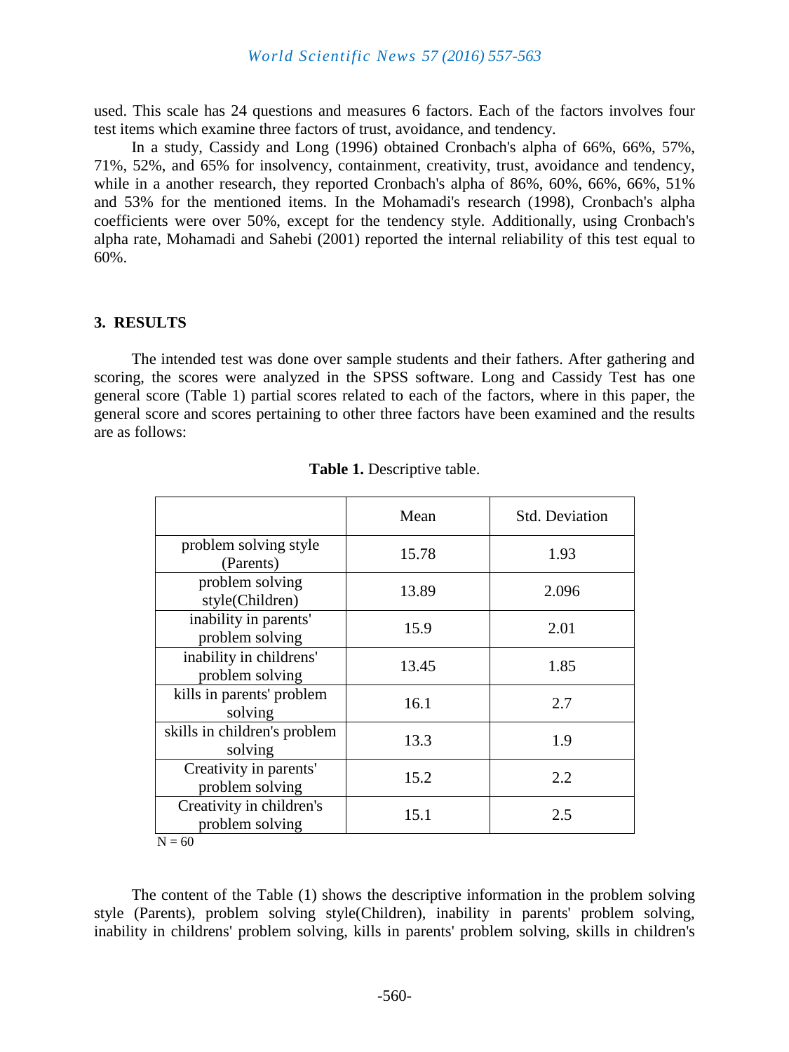used. This scale has 24 questions and measures 6 factors. Each of the factors involves four test items which examine three factors of trust, avoidance, and tendency.

In a study, Cassidy and Long (1996) obtained Cronbach's alpha of 66%, 66%, 57%, 71%, 52%, and 65% for insolvency, containment, creativity, trust, avoidance and tendency, while in a another research, they reported Cronbach's alpha of 86%, 60%, 66%, 66%, 51% and 53% for the mentioned items. In the Mohamadi's research (1998), Cronbach's alpha coefficients were over 50%, except for the tendency style. Additionally, using Cronbach's alpha rate, Mohamadi and Sahebi (2001) reported the internal reliability of this test equal to 60%.

## 3. RESULTS

The intended test was done over sample students and their fathers. After gathering and scoring, the scores were analyzed in the SPSS software. Long and Cassidy Test has one general score (Table 1) partial scores related to each of the factors, where in this paper, the general score and scores pertaining to other three factors have been examined and the results are as follows:

**Table 1.** Descriptive table.

| | Mean | Std. Deviation |
|---|---|---|
| problem solving style (Parents) | 15.78 | 1.93 |
| problem solving style(Children) | 13.89 | 2.096 |
| inability in parents' problem solving | 15.9 | 2.01 |
| inability in childrens' problem solving | 13.45 | 1.85 |
| kills in parents' problem solving | 16.1 | 2.7 |
| skills in children's problem solving | 13.3 | 1.9 |
| Creativity in parents' problem solving | 15.2 | 2.2 |
| Creativity in children's problem solving | 15.1 | 2.5 |

N = 60

The content of the Table (1) shows the descriptive information in the problem solving style (Parents), problem solving style(Children), inability in parents' problem solving, inability in childrens' problem solving, kills in parents' problem solving, skills in children's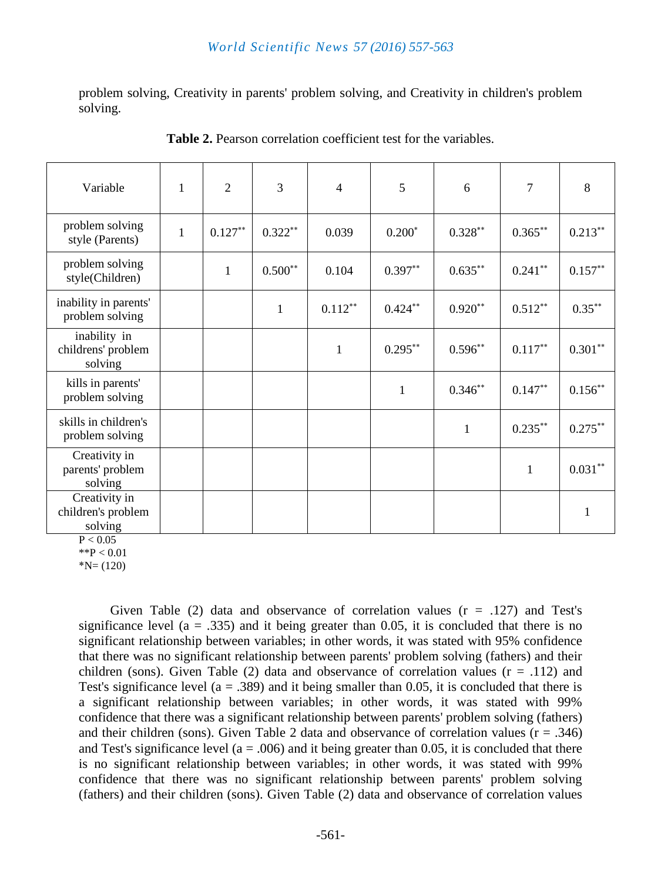problem solving, Creativity in parents' problem solving, and Creativity in children's problem solving.

**Table 2.** Pearson correlation coefficient test for the variables.

| Variable | 1 | 2 | 3 | 4 | 5 | 6 | 7 | 8 |
|---|---|---|---|---|---|---|---|---|
| problem solving style (Parents) | 1 | 0.127** | 0.322** | 0.039 | 0.200* | 0.328** | 0.365** | 0.213** |
| problem solving style(Children) | | 1 | 0.500** | 0.104 | 0.397** | 0.635** | 0.241** | 0.157** |
| inability in parents' problem solving | | | 1 | 0.112** | 0.424** | 0.920** | 0.512** | 0.35** |
| inability in childrens' problem solving | | | | 1 | 0.295** | 0.596** | 0.117** | 0.301** |
| kills in parents' problem solving | | | | | 1 | 0.346** | 0.147** | 0.156** |
| skills in children's problem solving | | | | | | 1 | 0.235** | 0.275** |
| Creativity in parents' problem solving | | | | | | | 1 | 0.031** |
| Creativity in children's problem solving | | | | | | | | 1 |

P < 0.05
**P < 0.01
*N= (120)

Given Table (2) data and observance of correlation values (r = .127) and Test's significance level (a = .335) and it being greater than 0.05, it is concluded that there is no significant relationship between variables; in other words, it was stated with 95% confidence that there was no significant relationship between parents' problem solving (fathers) and their children (sons). Given Table (2) data and observance of correlation values (r = .112) and Test's significance level (a = .389) and it being smaller than 0.05, it is concluded that there is a significant relationship between variables; in other words, it was stated with 99% confidence that there was a significant relationship between parents' problem solving (fathers) and their children (sons). Given Table 2 data and observance of correlation values (r = .346) and Test's significance level (a = .006) and it being greater than 0.05, it is concluded that there is no significant relationship between variables; in other words, it was stated with 99% confidence that there was no significant relationship between parents' problem solving (fathers) and their children (sons). Given Table (2) data and observance of correlation values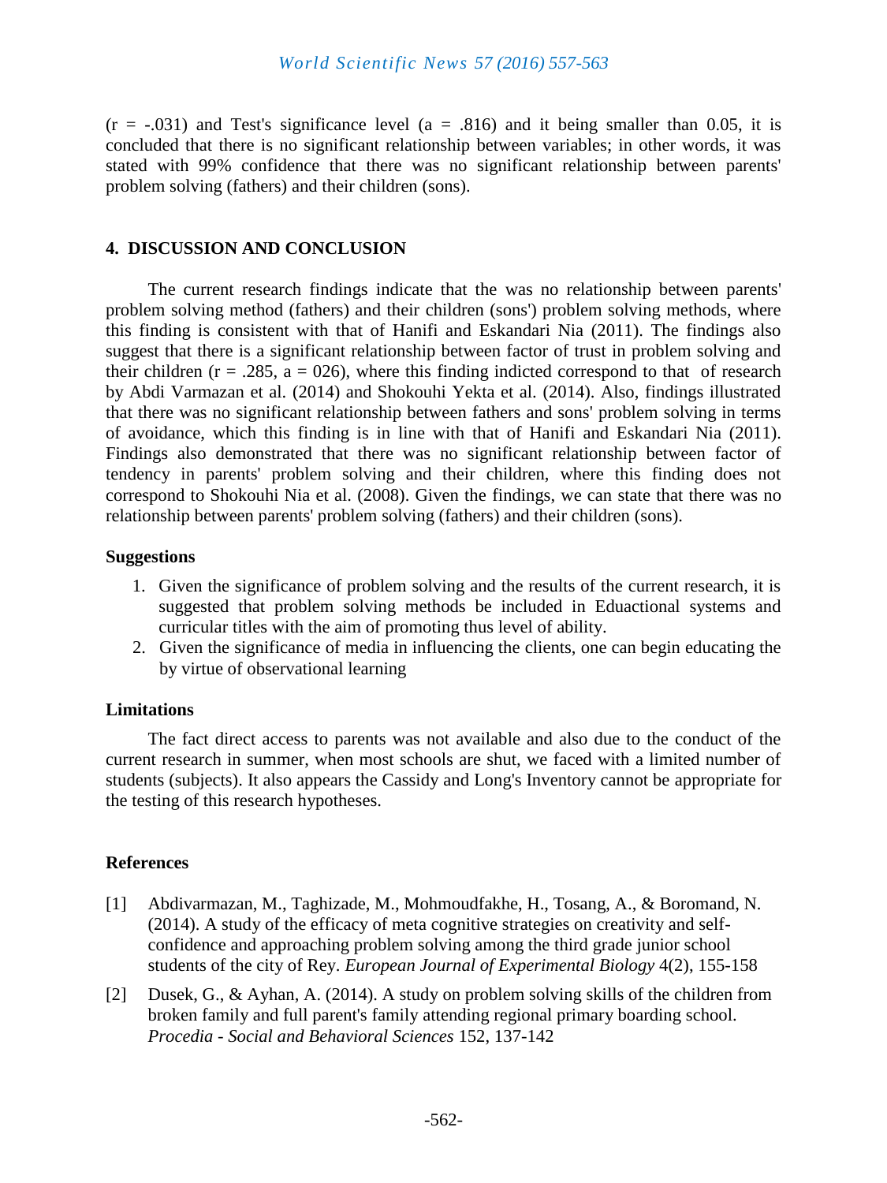($r = -.031$) and Test's significance level ($a = .816$) and it being smaller than 0.05, it is concluded that there is no significant relationship between variables; in other words, it was stated with 99% confidence that there was no significant relationship between parents' problem solving (fathers) and their children (sons).

## 4. DISCUSSION AND CONCLUSION

The current research findings indicate that the was no relationship between parents' problem solving method (fathers) and their children (sons') problem solving methods, where this finding is consistent with that of Hanifi and Eskandari Nia (2011). The findings also suggest that there is a significant relationship between factor of trust in problem solving and their children ($r = .285$, $a = 026$), where this finding indicted correspond to that of research by Abdi Varmazan et al. (2014) and Shokouhi Yekta et al. (2014). Also, findings illustrated that there was no significant relationship between fathers and sons' problem solving in terms of avoidance, which this finding is in line with that of Hanifi and Eskandari Nia (2011). Findings also demonstrated that there was no significant relationship between factor of tendency in parents' problem solving and their children, where this finding does not correspond to Shokouhi Nia et al. (2008). Given the findings, we can state that there was no relationship between parents' problem solving (fathers) and their children (sons).

### Suggestions

1. Given the significance of problem solving and the results of the current research, it is suggested that problem solving methods be included in Eduactional systems and curricular titles with the aim of promoting thus level of ability.
2. Given the significance of media in influencing the clients, one can begin educating the by virtue of observational learning

### Limitations

The fact direct access to parents was not available and also due to the conduct of the current research in summer, when most schools are shut, we faced with a limited number of students (subjects). It also appears the Cassidy and Long's Inventory cannot be appropriate for the testing of this research hypotheses.

### References

[1] Abdivarmazan, M., Taghizade, M., Mohmoudfakhe, H., Tosang, A., & Boromand, N. (2014). A study of the efficacy of meta cognitive strategies on creativity and self-confidence and approaching problem solving among the third grade junior school students of the city of Rey. *European Journal of Experimental Biology* 4(2), 155-158

[2] Dusek, G., & Ayhan, A. (2014). A study on problem solving skills of the children from broken family and full parent's family attending regional primary boarding school. *Procedia - Social and Behavioral Sciences* 152, 137-142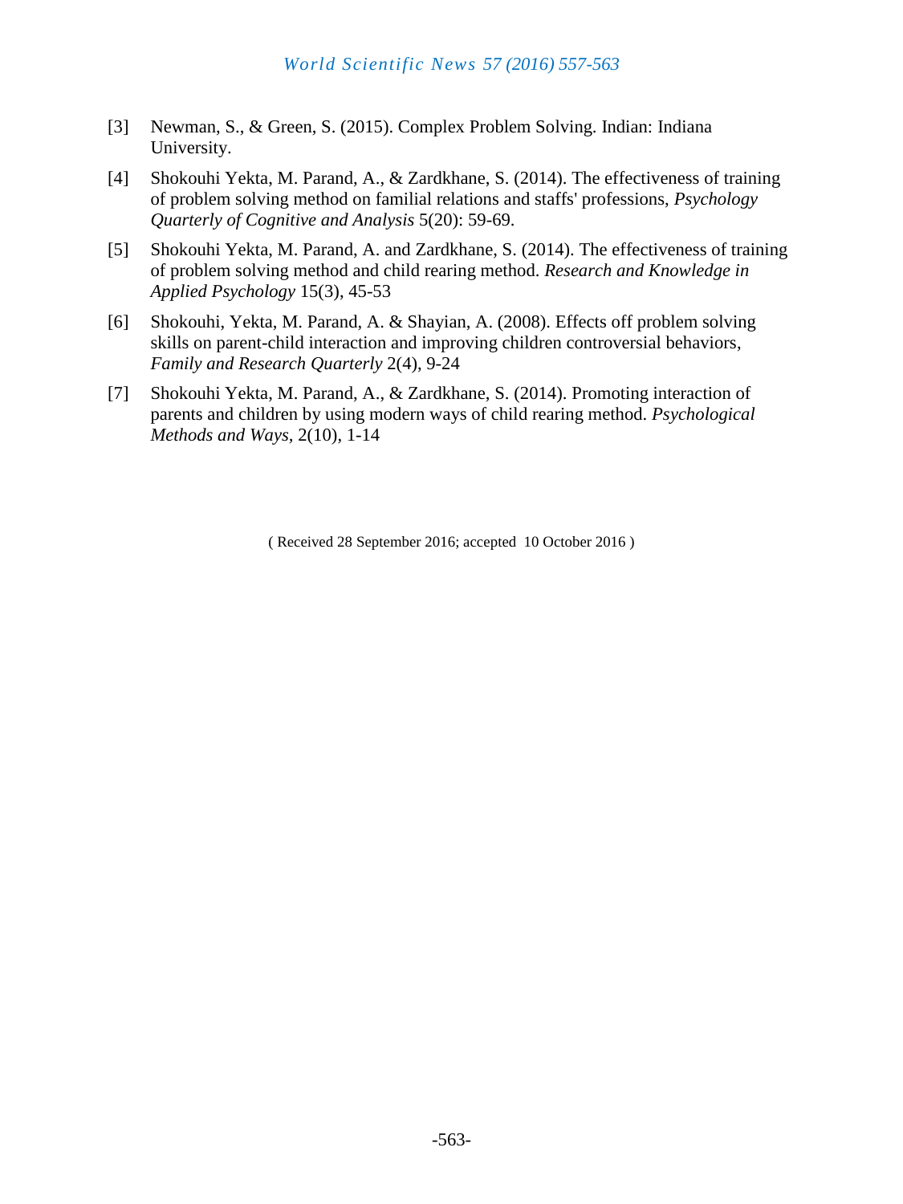[3] Newman, S., & Green, S. (2015). Complex Problem Solving. Indian: Indiana University.

[4] Shokouhi Yekta, M. Parand, A., & Zardkhane, S. (2014). The effectiveness of training of problem solving method on familial relations and staffs' professions, *Psychology Quarterly of Cognitive and Analysis* 5(20): 59-69.

[5] Shokouhi Yekta, M. Parand, A. and Zardkhane, S. (2014). The effectiveness of training of problem solving method and child rearing method. *Research and Knowledge in Applied Psychology* 15(3), 45-53

[6] Shokouhi, Yekta, M. Parand, A. & Shayian, A. (2008). Effects off problem solving skills on parent-child interaction and improving children controversial behaviors, *Family and Research Quarterly* 2(4), 9-24

[7] Shokouhi Yekta, M. Parand, A., & Zardkhane, S. (2014). Promoting interaction of parents and children by using modern ways of child rearing method. *Psychological Methods and Ways*, 2(10), 1-14

( Received 28 September 2016; accepted 10 October 2016 )